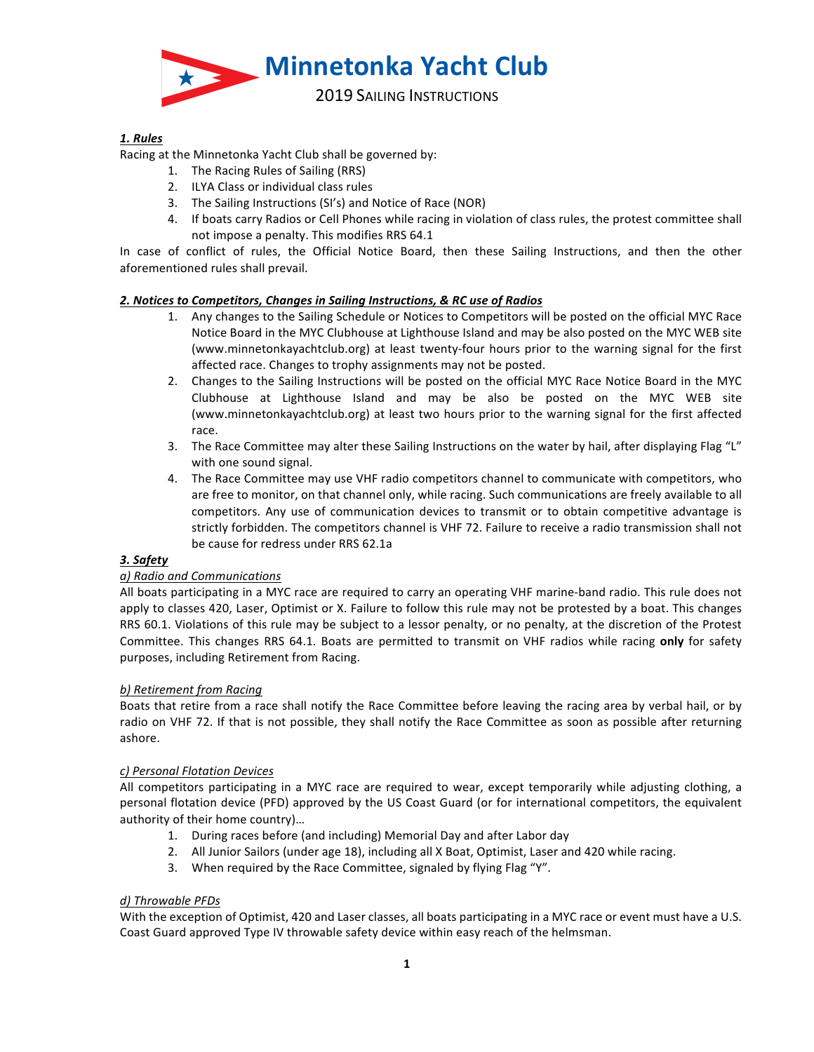# Minnetonka Yacht Club

## 2019 Sailing Instructions

***1. Rules***

Racing at the Minnetonka Yacht Club shall be governed by:

1. The Racing Rules of Sailing (RRS)
2. ILYA Class or individual class rules
3. The Sailing Instructions (SI's) and Notice of Race (NOR)
4. If boats carry Radios or Cell Phones while racing in violation of class rules, the protest committee shall not impose a penalty. This modifies RRS 64.1

In case of conflict of rules, the Official Notice Board, then these Sailing Instructions, and then the other aforementioned rules shall prevail.

***2. Notices to Competitors, Changes in Sailing Instructions, & RC use of Radios***

1. Any changes to the Sailing Schedule or Notices to Competitors will be posted on the official MYC Race Notice Board in the MYC Clubhouse at Lighthouse Island and may be also posted on the MYC WEB site (www.minnetonkayachtclub.org) at least twenty-four hours prior to the warning signal for the first affected race. Changes to trophy assignments may not be posted.
2. Changes to the Sailing Instructions will be posted on the official MYC Race Notice Board in the MYC Clubhouse at Lighthouse Island and may be also be posted on the MYC WEB site (www.minnetonkayachtclub.org) at least two hours prior to the warning signal for the first affected race.
3. The Race Committee may alter these Sailing Instructions on the water by hail, after displaying Flag "L" with one sound signal.
4. The Race Committee may use VHF radio competitors channel to communicate with competitors, who are free to monitor, on that channel only, while racing. Such communications are freely available to all competitors. Any use of communication devices to transmit or to obtain competitive advantage is strictly forbidden. The competitors channel is VHF 72. Failure to receive a radio transmission shall not be cause for redress under RRS 62.1a

***3. Safety***

*a) Radio and Communications*

All boats participating in a MYC race are required to carry an operating VHF marine-band radio. This rule does not apply to classes 420, Laser, Optimist or X. Failure to follow this rule may not be protested by a boat. This changes RRS 60.1. Violations of this rule may be subject to a lessor penalty, or no penalty, at the discretion of the Protest Committee. This changes RRS 64.1. Boats are permitted to transmit on VHF radios while racing **only** for safety purposes, including Retirement from Racing.

*b) Retirement from Racing*

Boats that retire from a race shall notify the Race Committee before leaving the racing area by verbal hail, or by radio on VHF 72. If that is not possible, they shall notify the Race Committee as soon as possible after returning ashore.

*c) Personal Flotation Devices*

All competitors participating in a MYC race are required to wear, except temporarily while adjusting clothing, a personal flotation device (PFD) approved by the US Coast Guard (or for international competitors, the equivalent authority of their home country)…

1. During races before (and including) Memorial Day and after Labor day
2. All Junior Sailors (under age 18), including all X Boat, Optimist, Laser and 420 while racing.
3. When required by the Race Committee, signaled by flying Flag "Y".

*d) Throwable PFDs*

With the exception of Optimist, 420 and Laser classes, all boats participating in a MYC race or event must have a U.S. Coast Guard approved Type IV throwable safety device within easy reach of the helmsman.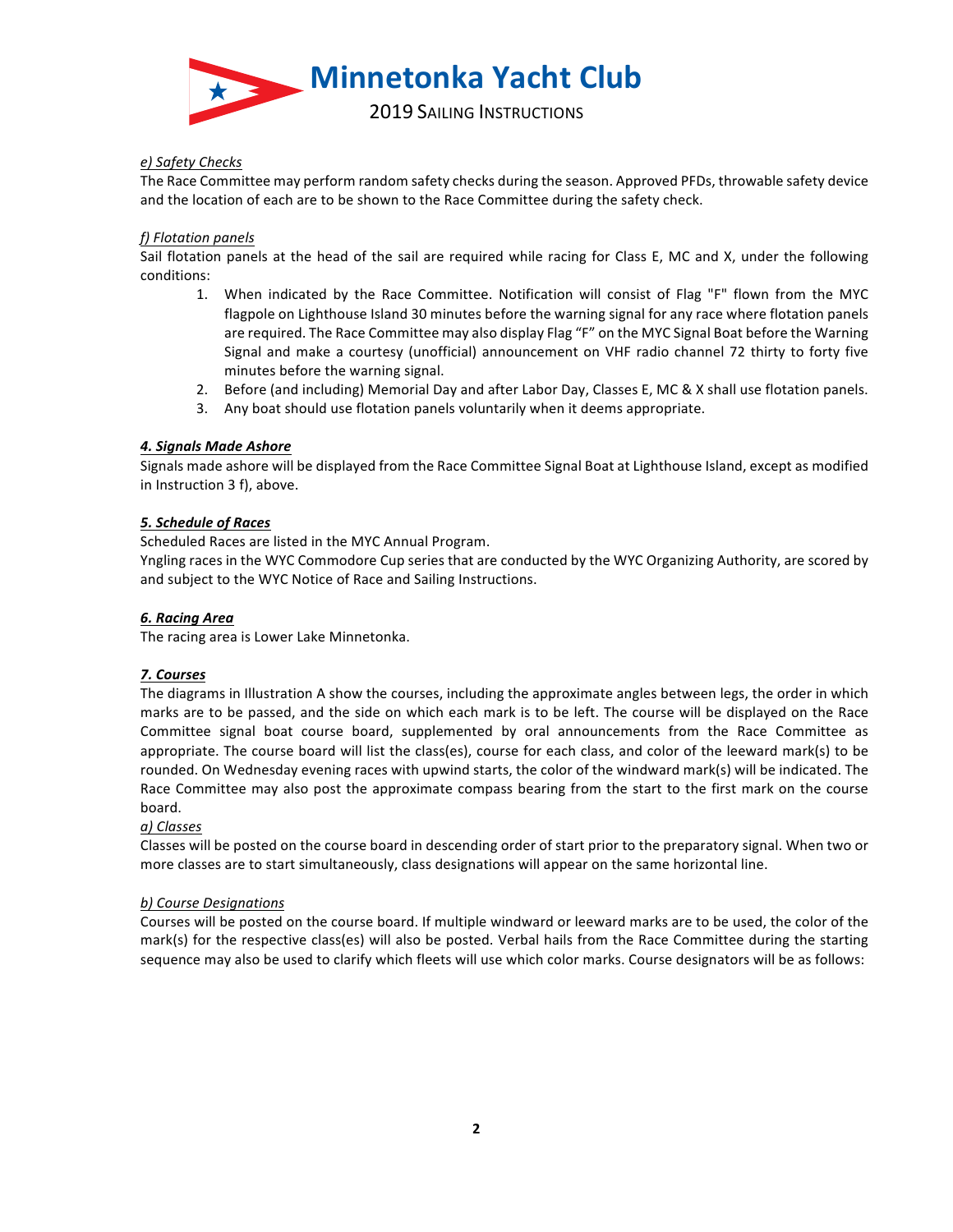*e) Safety Checks*

The Race Committee may perform random safety checks during the season. Approved PFDs, throwable safety device and the location of each are to be shown to the Race Committee during the safety check.

*f) Flotation panels*

Sail flotation panels at the head of the sail are required while racing for Class E, MC and X, under the following conditions:

1. When indicated by the Race Committee. Notification will consist of Flag "F" flown from the MYC flagpole on Lighthouse Island 30 minutes before the warning signal for any race where flotation panels are required. The Race Committee may also display Flag "F" on the MYC Signal Boat before the Warning Signal and make a courtesy (unofficial) announcement on VHF radio channel 72 thirty to forty five minutes before the warning signal.
2. Before (and including) Memorial Day and after Labor Day, Classes E, MC & X shall use flotation panels.
3. Any boat should use flotation panels voluntarily when it deems appropriate.

## ***4. Signals Made Ashore***

Signals made ashore will be displayed from the Race Committee Signal Boat at Lighthouse Island, except as modified in Instruction 3 f), above.

## ***5. Schedule of Races***

Scheduled Races are listed in the MYC Annual Program.

Yngling races in the WYC Commodore Cup series that are conducted by the WYC Organizing Authority, are scored by and subject to the WYC Notice of Race and Sailing Instructions.

## ***6. Racing Area***

The racing area is Lower Lake Minnetonka.

## ***7. Courses***

The diagrams in Illustration A show the courses, including the approximate angles between legs, the order in which marks are to be passed, and the side on which each mark is to be left. The course will be displayed on the Race Committee signal boat course board, supplemented by oral announcements from the Race Committee as appropriate. The course board will list the class(es), course for each class, and color of the leeward mark(s) to be rounded. On Wednesday evening races with upwind starts, the color of the windward mark(s) will be indicated. The Race Committee may also post the approximate compass bearing from the start to the first mark on the course board.

*a) Classes*

Classes will be posted on the course board in descending order of start prior to the preparatory signal. When two or more classes are to start simultaneously, class designations will appear on the same horizontal line.

*b) Course Designations*

Courses will be posted on the course board. If multiple windward or leeward marks are to be used, the color of the mark(s) for the respective class(es) will also be posted. Verbal hails from the Race Committee during the starting sequence may also be used to clarify which fleets will use which color marks. Course designators will be as follows: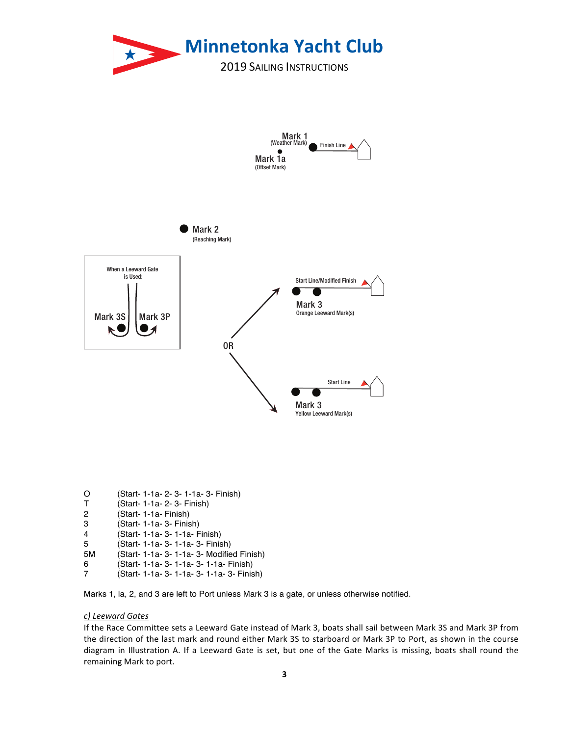Mark 1 (Weather Mark)

Finish Line

Mark 1a (Offset Mark)

Mark 2 (Reaching Mark)

When a Leeward Gate is Used:

Mark 3S Mark 3P

Start Line/Modified Finish

Mark 3
Orange Leeward Mark(s)

OR

Start Line

Mark 3
Yellow Leeward Mark(s)

| | |
|---|---|
| O | (Start- 1-1a- 2- 3- 1-1a- 3- Finish) |
| T | (Start- 1-1a- 2- 3- Finish) |
| 2 | (Start- 1-1a- Finish) |
| 3 | (Start- 1-1a- 3- Finish) |
| 4 | (Start- 1-1a- 3- 1-1a- Finish) |
| 5 | (Start- 1-1a- 3- 1-1a- 3- Finish) |
| 5M | (Start- 1-1a- 3- 1-1a- 3- Modified Finish) |
| 6 | (Start- 1-1a- 3- 1-1a- 3- 1-1a- Finish) |
| 7 | (Start- 1-1a- 3- 1-1a- 3- 1-1a- 3- Finish) |

Marks 1, la, 2, and 3 are left to Port unless Mark 3 is a gate, or unless otherwise notified.

*c) Leeward Gates*

If the Race Committee sets a Leeward Gate instead of Mark 3, boats shall sail between Mark 3S and Mark 3P from the direction of the last mark and round either Mark 3S to starboard or Mark 3P to Port, as shown in the course diagram in Illustration A. If a Leeward Gate is set, but one of the Gate Marks is missing, boats shall round the remaining Mark to port.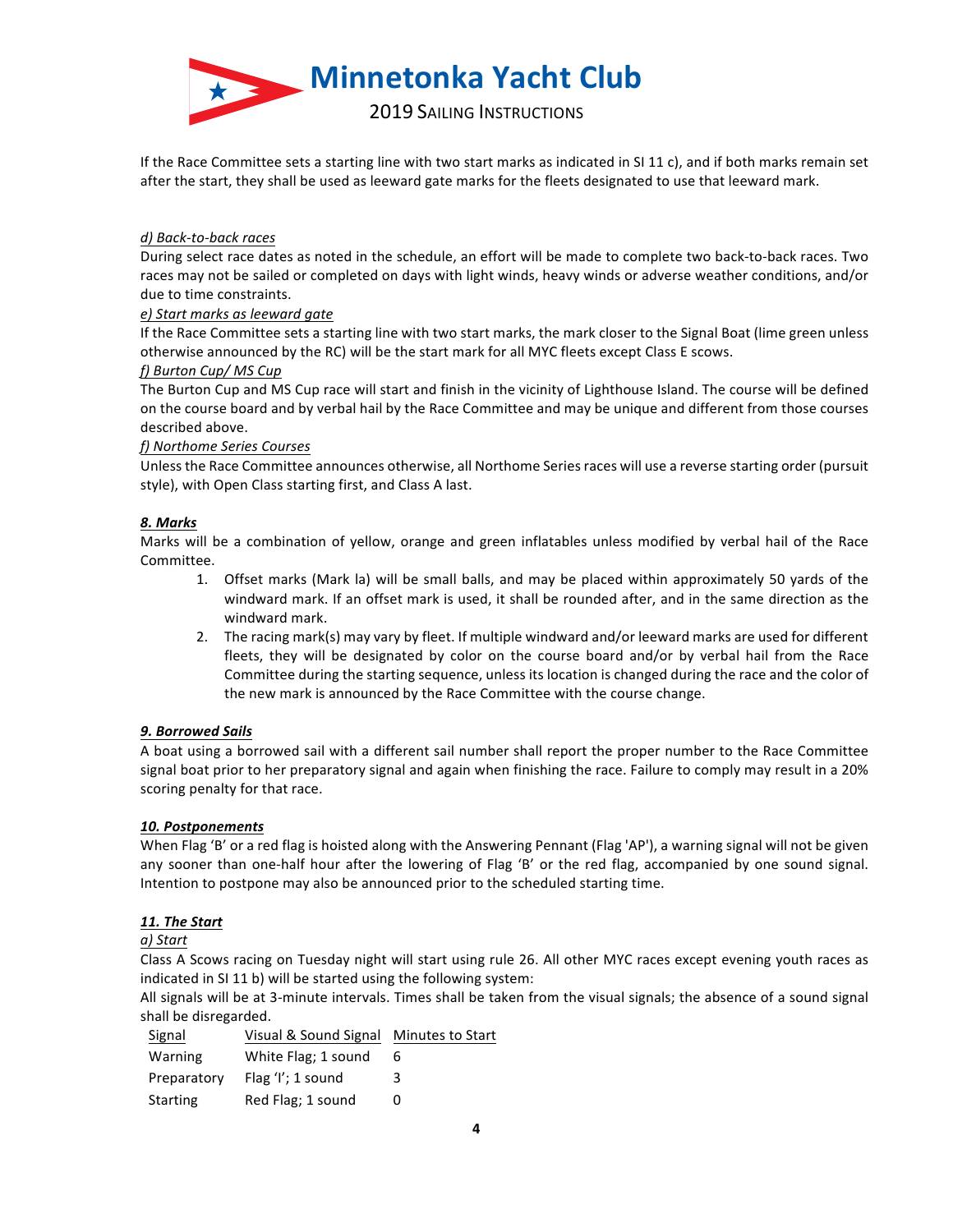If the Race Committee sets a starting line with two start marks as indicated in SI 11 c), and if both marks remain set after the start, they shall be used as leeward gate marks for the fleets designated to use that leeward mark.

*d) Back-to-back races*

During select race dates as noted in the schedule, an effort will be made to complete two back-to-back races. Two races may not be sailed or completed on days with light winds, heavy winds or adverse weather conditions, and/or due to time constraints.

*e) Start marks as leeward gate*

If the Race Committee sets a starting line with two start marks, the mark closer to the Signal Boat (lime green unless otherwise announced by the RC) will be the start mark for all MYC fleets except Class E scows.

*f) Burton Cup/ MS Cup*

The Burton Cup and MS Cup race will start and finish in the vicinity of Lighthouse Island. The course will be defined on the course board and by verbal hail by the Race Committee and may be unique and different from those courses described above.

*f) Northome Series Courses*

Unless the Race Committee announces otherwise, all Northome Series races will use a reverse starting order (pursuit style), with Open Class starting first, and Class A last.

## ***8. Marks***

Marks will be a combination of yellow, orange and green inflatables unless modified by verbal hail of the Race Committee.

1. Offset marks (Mark la) will be small balls, and may be placed within approximately 50 yards of the windward mark. If an offset mark is used, it shall be rounded after, and in the same direction as the windward mark.
2. The racing mark(s) may vary by fleet. If multiple windward and/or leeward marks are used for different fleets, they will be designated by color on the course board and/or by verbal hail from the Race Committee during the starting sequence, unless its location is changed during the race and the color of the new mark is announced by the Race Committee with the course change.

## ***9. Borrowed Sails***

A boat using a borrowed sail with a different sail number shall report the proper number to the Race Committee signal boat prior to her preparatory signal and again when finishing the race. Failure to comply may result in a 20% scoring penalty for that race.

## ***10. Postponements***

When Flag 'B' or a red flag is hoisted along with the Answering Pennant (Flag 'AP'), a warning signal will not be given any sooner than one-half hour after the lowering of Flag 'B' or the red flag, accompanied by one sound signal. Intention to postpone may also be announced prior to the scheduled starting time.

## ***11. The Start***

*a) Start*

Class A Scows racing on Tuesday night will start using rule 26. All other MYC races except evening youth races as indicated in SI 11 b) will be started using the following system:

All signals will be at 3-minute intervals. Times shall be taken from the visual signals; the absence of a sound signal shall be disregarded.

| Signal | Visual & Sound Signal | Minutes to Start |
|---|---|---|
| Warning | White Flag; 1 sound | 6 |
| Preparatory | Flag 'I'; 1 sound | 3 |
| Starting | Red Flag; 1 sound | 0 |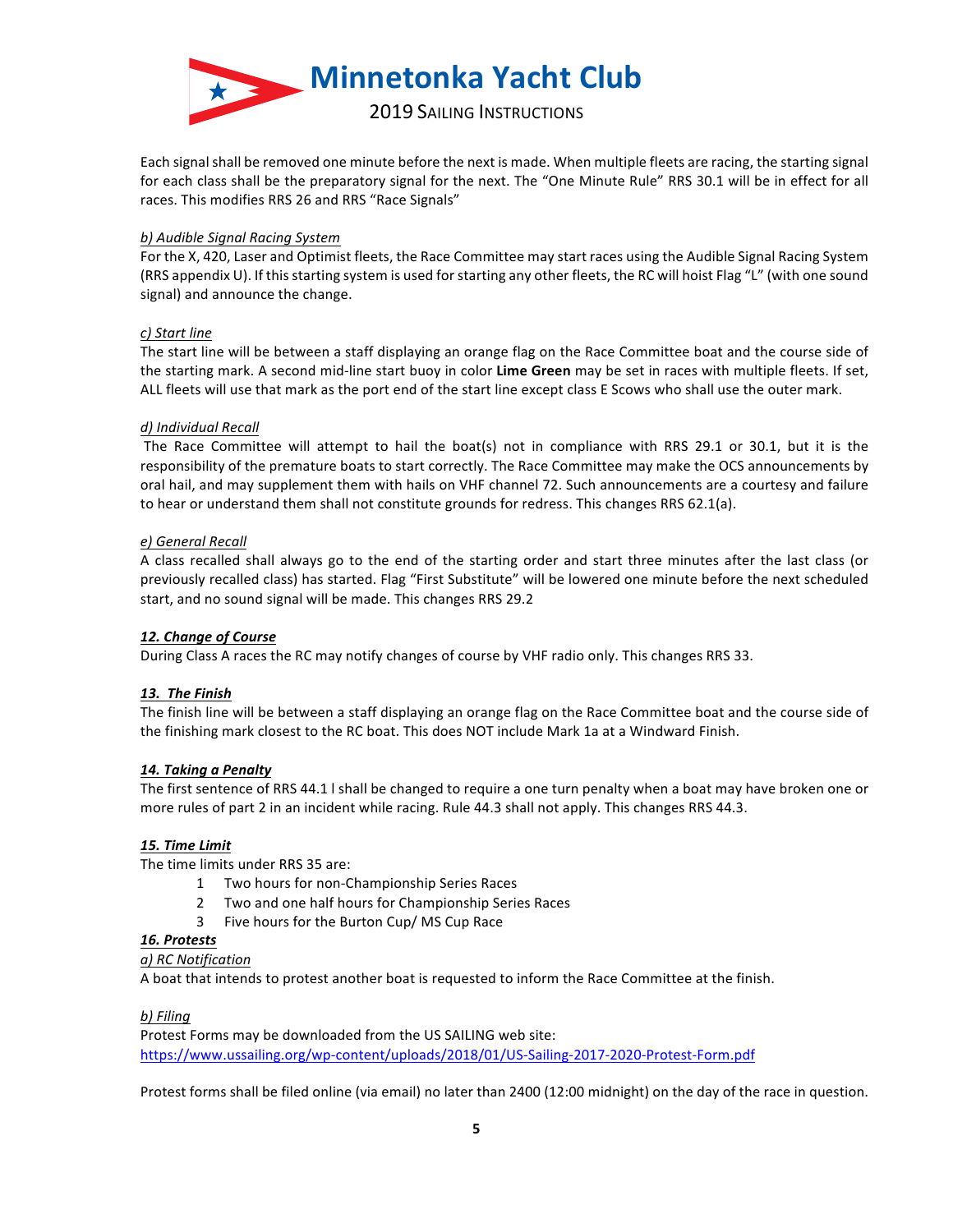Each signal shall be removed one minute before the next is made. When multiple fleets are racing, the starting signal for each class shall be the preparatory signal for the next. The "One Minute Rule" RRS 30.1 will be in effect for all races. This modifies RRS 26 and RRS "Race Signals"

*b) Audible Signal Racing System*

For the X, 420, Laser and Optimist fleets, the Race Committee may start races using the Audible Signal Racing System (RRS appendix U). If this starting system is used for starting any other fleets, the RC will hoist Flag "L" (with one sound signal) and announce the change.

*c) Start line*

The start line will be between a staff displaying an orange flag on the Race Committee boat and the course side of the starting mark. A second mid-line start buoy in color **Lime Green** may be set in races with multiple fleets. If set, ALL fleets will use that mark as the port end of the start line except class E Scows who shall use the outer mark.

*d) Individual Recall*

The Race Committee will attempt to hail the boat(s) not in compliance with RRS 29.1 or 30.1, but it is the responsibility of the premature boats to start correctly. The Race Committee may make the OCS announcements by oral hail, and may supplement them with hails on VHF channel 72. Such announcements are a courtesy and failure to hear or understand them shall not constitute grounds for redress. This changes RRS 62.1(a).

*e) General Recall*

A class recalled shall always go to the end of the starting order and start three minutes after the last class (or previously recalled class) has started. Flag "First Substitute" will be lowered one minute before the next scheduled start, and no sound signal will be made. This changes RRS 29.2

## ***12. Change of Course***

During Class A races the RC may notify changes of course by VHF radio only. This changes RRS 33.

## ***13. The Finish***

The finish line will be between a staff displaying an orange flag on the Race Committee boat and the course side of the finishing mark closest to the RC boat. This does NOT include Mark 1a at a Windward Finish.

## ***14. Taking a Penalty***

The first sentence of RRS 44.1 l shall be changed to require a one turn penalty when a boat may have broken one or more rules of part 2 in an incident while racing. Rule 44.3 shall not apply. This changes RRS 44.3.

## ***15. Time Limit***

The time limits under RRS 35 are:

1. Two hours for non-Championship Series Races
2. Two and one half hours for Championship Series Races
3. Five hours for the Burton Cup/ MS Cup Race

## ***16. Protests***

*a) RC Notification*

A boat that intends to protest another boat is requested to inform the Race Committee at the finish.

*b) Filing*

Protest Forms may be downloaded from the US SAILING web site:
https://www.ussailing.org/wp-content/uploads/2018/01/US-Sailing-2017-2020-Protest-Form.pdf

Protest forms shall be filed online (via email) no later than 2400 (12:00 midnight) on the day of the race in question.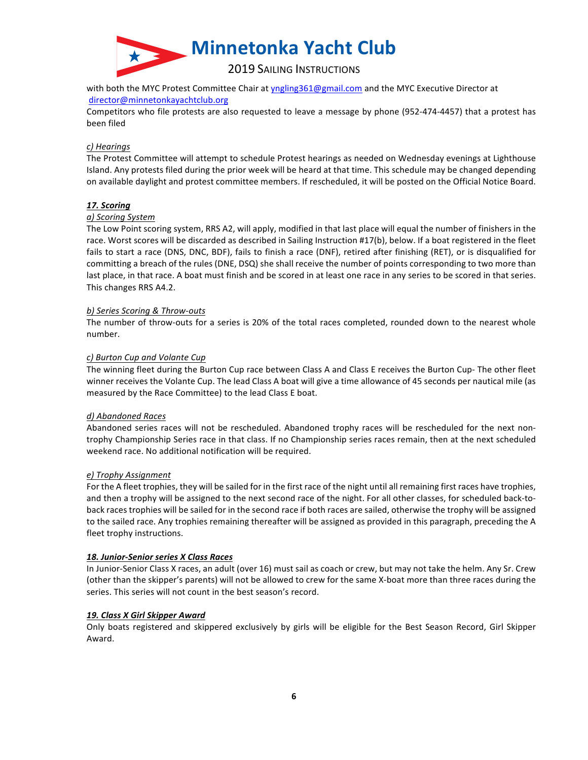with both the MYC Protest Committee Chair at yngling361@gmail.com and the MYC Executive Director at director@minnetonkayachtclub.org

Competitors who file protests are also requested to leave a message by phone (952-474-4457) that a protest has been filed

*c) Hearings*

The Protest Committee will attempt to schedule Protest hearings as needed on Wednesday evenings at Lighthouse Island. Any protests filed during the prior week will be heard at that time. This schedule may be changed depending on available daylight and protest committee members. If rescheduled, it will be posted on the Official Notice Board.

## 17. Scoring

*a) Scoring System*

The Low Point scoring system, RRS A2, will apply, modified in that last place will equal the number of finishers in the race. Worst scores will be discarded as described in Sailing Instruction #17(b), below. If a boat registered in the fleet fails to start a race (DNS, DNC, BDF), fails to finish a race (DNF), retired after finishing (RET), or is disqualified for committing a breach of the rules (DNE, DSQ) she shall receive the number of points corresponding to two more than last place, in that race. A boat must finish and be scored in at least one race in any series to be scored in that series. This changes RRS A4.2.

*b) Series Scoring & Throw-outs*

The number of throw-outs for a series is 20% of the total races completed, rounded down to the nearest whole number.

*c) Burton Cup and Volante Cup*

The winning fleet during the Burton Cup race between Class A and Class E receives the Burton Cup- The other fleet winner receives the Volante Cup. The lead Class A boat will give a time allowance of 45 seconds per nautical mile (as measured by the Race Committee) to the lead Class E boat.

*d) Abandoned Races*

Abandoned series races will not be rescheduled. Abandoned trophy races will be rescheduled for the next non-trophy Championship Series race in that class. If no Championship series races remain, then at the next scheduled weekend race. No additional notification will be required.

*e) Trophy Assignment*

For the A fleet trophies, they will be sailed for in the first race of the night until all remaining first races have trophies, and then a trophy will be assigned to the next second race of the night. For all other classes, for scheduled back-to-back races trophies will be sailed for in the second race if both races are sailed, otherwise the trophy will be assigned to the sailed race. Any trophies remaining thereafter will be assigned as provided in this paragraph, preceding the A fleet trophy instructions.

## 18. Junior-Senior series X Class Races

In Junior-Senior Class X races, an adult (over 16) must sail as coach or crew, but may not take the helm. Any Sr. Crew (other than the skipper's parents) will not be allowed to crew for the same X-boat more than three races during the series. This series will not count in the best season's record.

## 19. Class X Girl Skipper Award

Only boats registered and skippered exclusively by girls will be eligible for the Best Season Record, Girl Skipper Award.